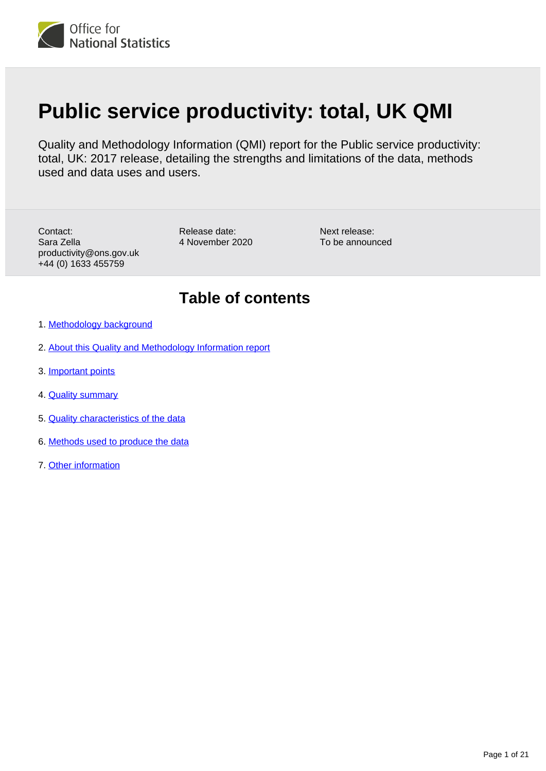# Public service productivity: total, UK QMI

Quality and Methodology Information (QMI) report for the Public service productivity: total, UK: 2017 release, detailing the strengths and limitations of the data, methods used and data uses and users.

Contact:
Sara Zella
productivity@ons.gov.uk
+44 (0) 1633 455759

Release date:
4 November 2020

Next release:
To be announced

## Table of contents

1. Methodology background
2. About this Quality and Methodology Information report
3. Important points
4. Quality summary
5. Quality characteristics of the data
6. Methods used to produce the data
7. Other information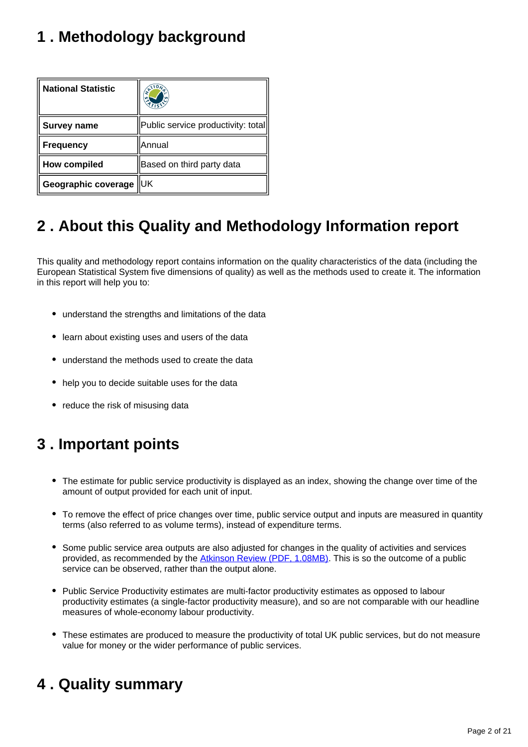## 1 . Methodology background

| National Statistic | |
|---|---|
| **Survey name** | Public service productivity: total |
| **Frequency** | Annual |
| **How compiled** | Based on third party data |
| **Geographic coverage** | UK |

## 2 . About this Quality and Methodology Information report

This quality and methodology report contains information on the quality characteristics of the data (including the European Statistical System five dimensions of quality) as well as the methods used to create it. The information in this report will help you to:

- understand the strengths and limitations of the data
- learn about existing uses and users of the data
- understand the methods used to create the data
- help you to decide suitable uses for the data
- reduce the risk of misusing data

## 3 . Important points

- The estimate for public service productivity is displayed as an index, showing the change over time of the amount of output provided for each unit of input.
- To remove the effect of price changes over time, public service output and inputs are measured in quantity terms (also referred to as volume terms), instead of expenditure terms.
- Some public service area outputs are also adjusted for changes in the quality of activities and services provided, as recommended by the [Atkinson Review (PDF, 1.08MB)](). This is so the outcome of a public service can be observed, rather than the output alone.
- Public Service Productivity estimates are multi-factor productivity estimates as opposed to labour productivity estimates (a single-factor productivity measure), and so are not comparable with our headline measures of whole-economy labour productivity.
- These estimates are produced to measure the productivity of total UK public services, but do not measure value for money or the wider performance of public services.

## 4 . Quality summary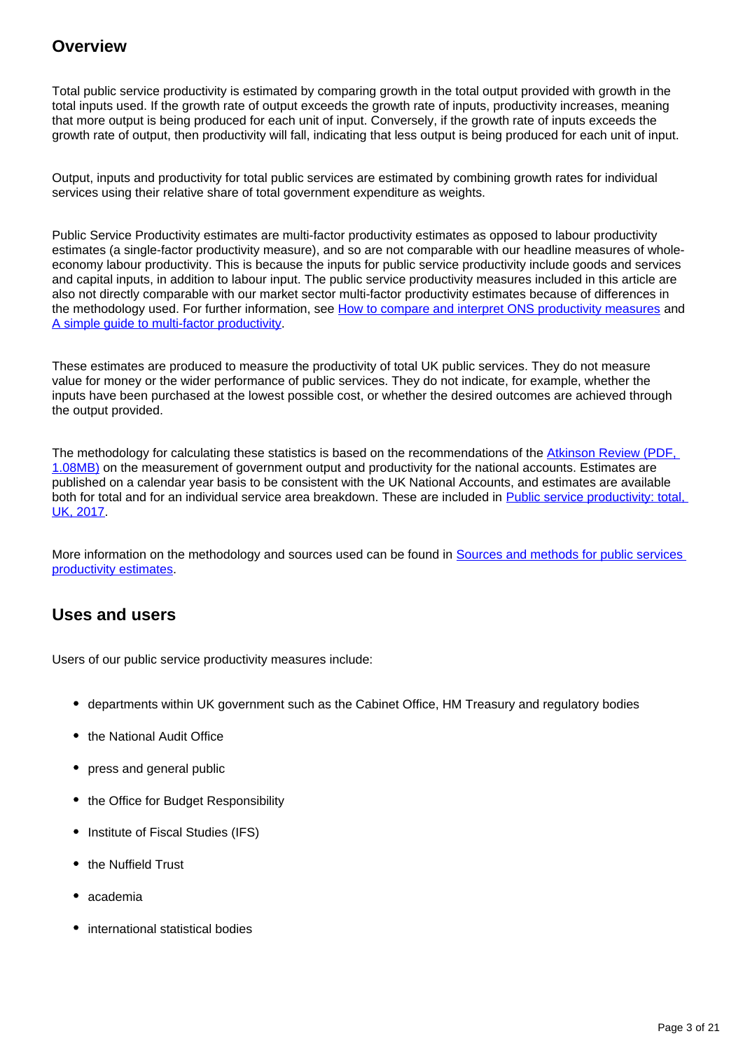## Overview

Total public service productivity is estimated by comparing growth in the total output provided with growth in the total inputs used. If the growth rate of output exceeds the growth rate of inputs, productivity increases, meaning that more output is being produced for each unit of input. Conversely, if the growth rate of inputs exceeds the growth rate of output, then productivity will fall, indicating that less output is being produced for each unit of input.

Output, inputs and productivity for total public services are estimated by combining growth rates for individual services using their relative share of total government expenditure as weights.

Public Service Productivity estimates are multi-factor productivity estimates as opposed to labour productivity estimates (a single-factor productivity measure), and so are not comparable with our headline measures of whole-economy labour productivity. This is because the inputs for public service productivity include goods and services and capital inputs, in addition to labour input. The public service productivity measures included in this article are also not directly comparable with our market sector multi-factor productivity estimates because of differences in the methodology used. For further information, see [How to compare and interpret ONS productivity measures]() and [A simple guide to multi-factor productivity]().

These estimates are produced to measure the productivity of total UK public services. They do not measure value for money or the wider performance of public services. They do not indicate, for example, whether the inputs have been purchased at the lowest possible cost, or whether the desired outcomes are achieved through the output provided.

The methodology for calculating these statistics is based on the recommendations of the [Atkinson Review (PDF, 1.08MB)]() on the measurement of government output and productivity for the national accounts. Estimates are published on a calendar year basis to be consistent with the UK National Accounts, and estimates are available both for total and for an individual service area breakdown. These are included in [Public service productivity: total, UK, 2017]().

More information on the methodology and sources used can be found in [Sources and methods for public services productivity estimates]().

## Uses and users

Users of our public service productivity measures include:

- departments within UK government such as the Cabinet Office, HM Treasury and regulatory bodies
- the National Audit Office
- press and general public
- the Office for Budget Responsibility
- Institute of Fiscal Studies (IFS)
- the Nuffield Trust
- academia
- international statistical bodies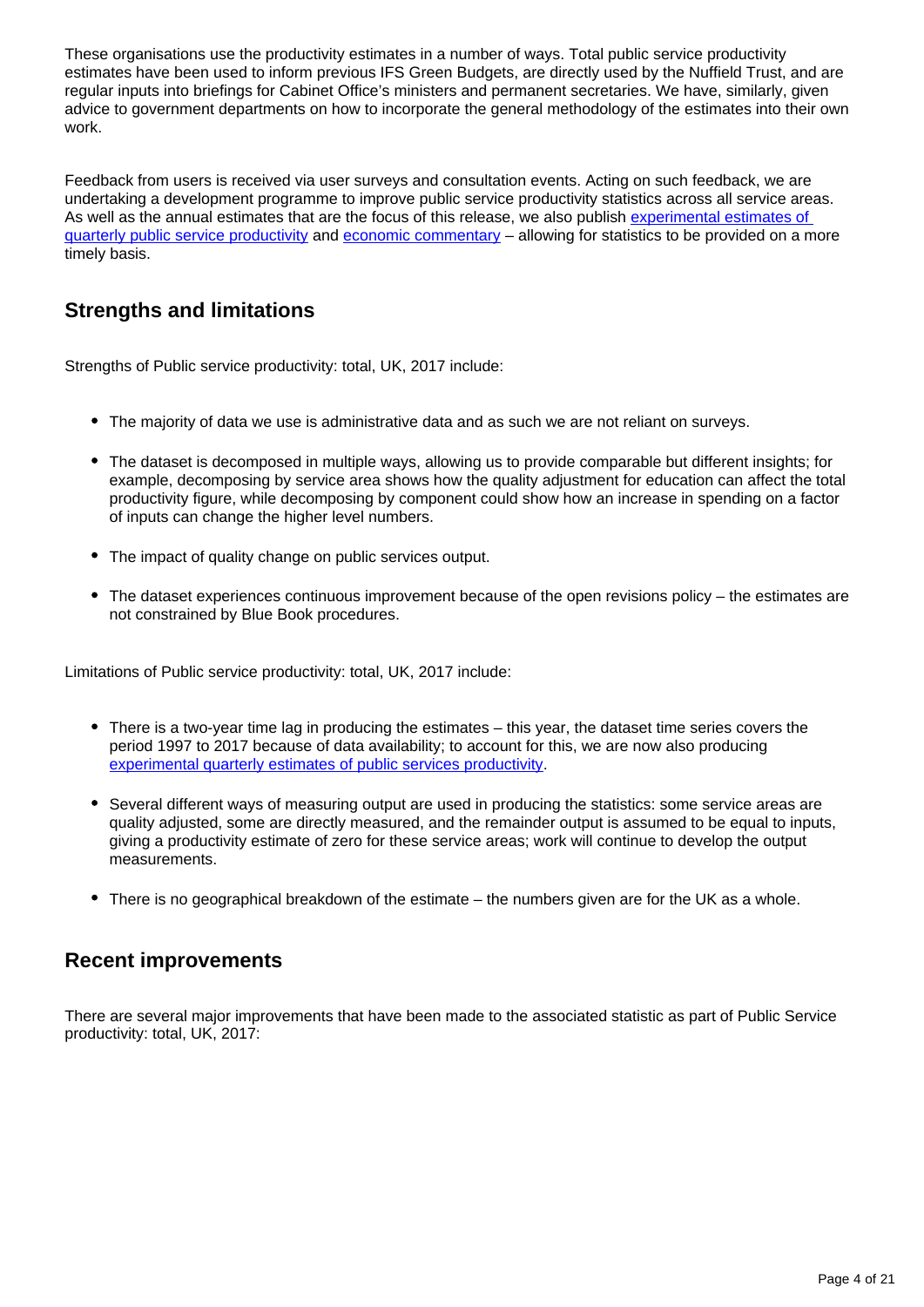These organisations use the productivity estimates in a number of ways. Total public service productivity estimates have been used to inform previous IFS Green Budgets, are directly used by the Nuffield Trust, and are regular inputs into briefings for Cabinet Office's ministers and permanent secretaries. We have, similarly, given advice to government departments on how to incorporate the general methodology of the estimates into their own work.

Feedback from users is received via user surveys and consultation events. Acting on such feedback, we are undertaking a development programme to improve public service productivity statistics across all service areas. As well as the annual estimates that are the focus of this release, we also publish experimental estimates of quarterly public service productivity and economic commentary – allowing for statistics to be provided on a more timely basis.

## Strengths and limitations

Strengths of Public service productivity: total, UK, 2017 include:

- The majority of data we use is administrative data and as such we are not reliant on surveys.
- The dataset is decomposed in multiple ways, allowing us to provide comparable but different insights; for example, decomposing by service area shows how the quality adjustment for education can affect the total productivity figure, while decomposing by component could show how an increase in spending on a factor of inputs can change the higher level numbers.
- The impact of quality change on public services output.
- The dataset experiences continuous improvement because of the open revisions policy – the estimates are not constrained by Blue Book procedures.

Limitations of Public service productivity: total, UK, 2017 include:

- There is a two-year time lag in producing the estimates – this year, the dataset time series covers the period 1997 to 2017 because of data availability; to account for this, we are now also producing experimental quarterly estimates of public services productivity.
- Several different ways of measuring output are used in producing the statistics: some service areas are quality adjusted, some are directly measured, and the remainder output is assumed to be equal to inputs, giving a productivity estimate of zero for these service areas; work will continue to develop the output measurements.
- There is no geographical breakdown of the estimate – the numbers given are for the UK as a whole.

## Recent improvements

There are several major improvements that have been made to the associated statistic as part of Public Service productivity: total, UK, 2017: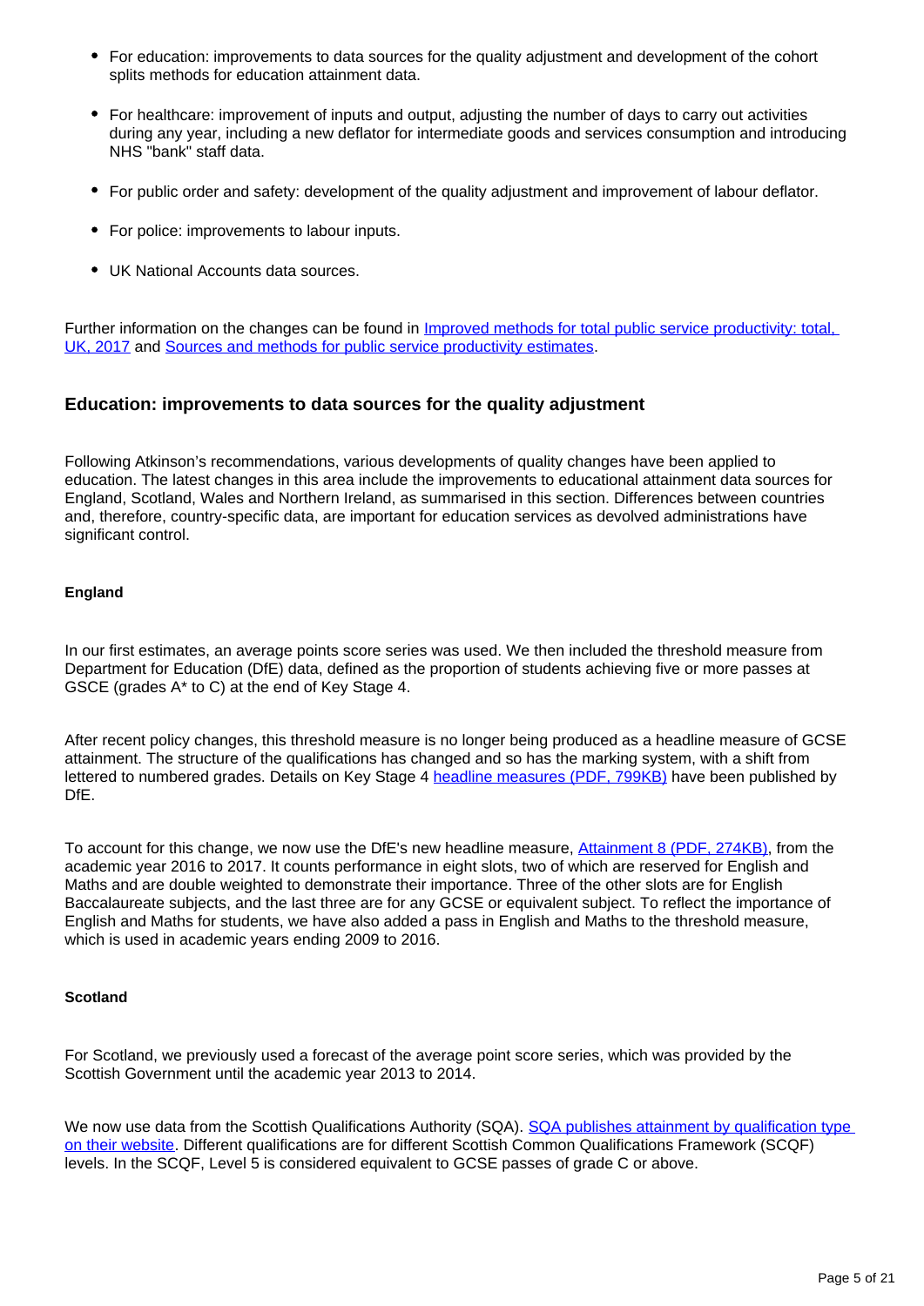- For education: improvements to data sources for the quality adjustment and development of the cohort splits methods for education attainment data.
- For healthcare: improvement of inputs and output, adjusting the number of days to carry out activities during any year, including a new deflator for intermediate goods and services consumption and introducing NHS "bank" staff data.
- For public order and safety: development of the quality adjustment and improvement of labour deflator.
- For police: improvements to labour inputs.
- UK National Accounts data sources.

Further information on the changes can be found in Improved methods for total public service productivity: total, UK, 2017 and Sources and methods for public service productivity estimates.

### Education: improvements to data sources for the quality adjustment

Following Atkinson's recommendations, various developments of quality changes have been applied to education. The latest changes in this area include the improvements to educational attainment data sources for England, Scotland, Wales and Northern Ireland, as summarised in this section. Differences between countries and, therefore, country-specific data, are important for education services as devolved administrations have significant control.

#### England

In our first estimates, an average points score series was used. We then included the threshold measure from Department for Education (DfE) data, defined as the proportion of students achieving five or more passes at GSCE (grades A* to C) at the end of Key Stage 4.

After recent policy changes, this threshold measure is no longer being produced as a headline measure of GCSE attainment. The structure of the qualifications has changed and so has the marking system, with a shift from lettered to numbered grades. Details on Key Stage 4 headline measures (PDF, 799KB) have been published by DfE.

To account for this change, we now use the DfE's new headline measure, Attainment 8 (PDF, 274KB), from the academic year 2016 to 2017. It counts performance in eight slots, two of which are reserved for English and Maths and are double weighted to demonstrate their importance. Three of the other slots are for English Baccalaureate subjects, and the last three are for any GCSE or equivalent subject. To reflect the importance of English and Maths for students, we have also added a pass in English and Maths to the threshold measure, which is used in academic years ending 2009 to 2016.

#### Scotland

For Scotland, we previously used a forecast of the average point score series, which was provided by the Scottish Government until the academic year 2013 to 2014.

We now use data from the Scottish Qualifications Authority (SQA). SQA publishes attainment by qualification type on their website. Different qualifications are for different Scottish Common Qualifications Framework (SCQF) levels. In the SCQF, Level 5 is considered equivalent to GCSE passes of grade C or above.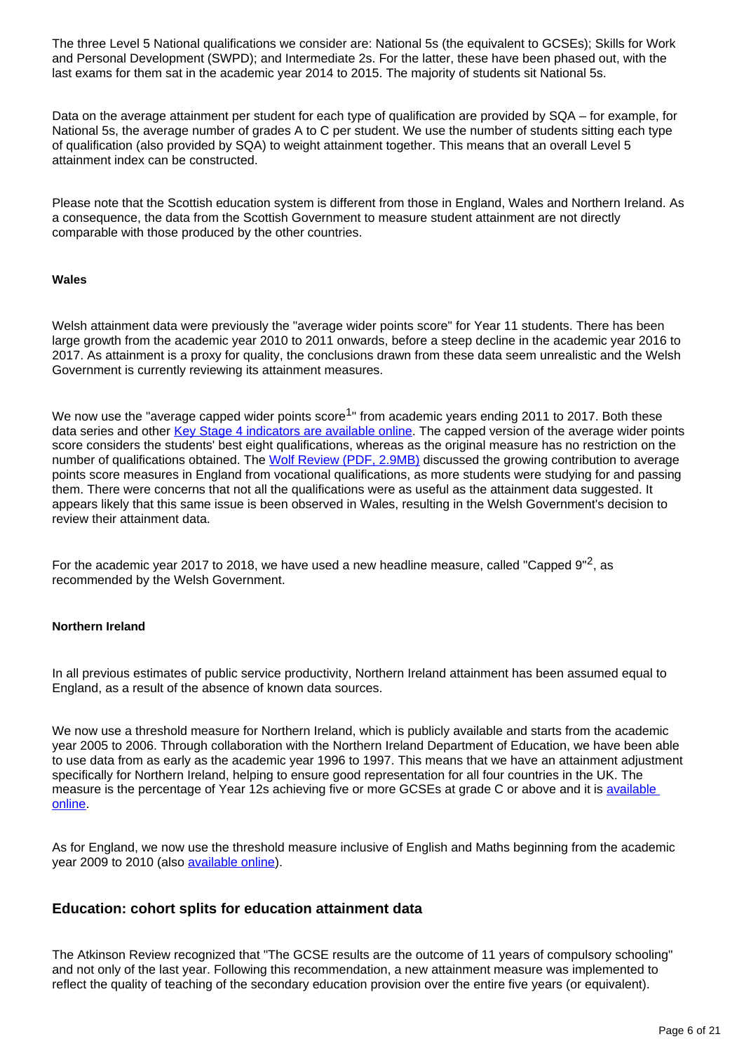The three Level 5 National qualifications we consider are: National 5s (the equivalent to GCSEs); Skills for Work and Personal Development (SWPD); and Intermediate 2s. For the latter, these have been phased out, with the last exams for them sat in the academic year 2014 to 2015. The majority of students sit National 5s.

Data on the average attainment per student for each type of qualification are provided by SQA – for example, for National 5s, the average number of grades A to C per student. We use the number of students sitting each type of qualification (also provided by SQA) to weight attainment together. This means that an overall Level 5 attainment index can be constructed.

Please note that the Scottish education system is different from those in England, Wales and Northern Ireland. As a consequence, the data from the Scottish Government to measure student attainment are not directly comparable with those produced by the other countries.

**Wales**

Welsh attainment data were previously the "average wider points score" for Year 11 students. There has been large growth from the academic year 2010 to 2011 onwards, before a steep decline in the academic year 2016 to 2017. As attainment is a proxy for quality, the conclusions drawn from these data seem unrealistic and the Welsh Government is currently reviewing its attainment measures.

We now use the "average capped wider points score[1]" from academic years ending 2011 to 2017. Both these data series and other Key Stage 4 indicators are available online. The capped version of the average wider points score considers the students' best eight qualifications, whereas as the original measure has no restriction on the number of qualifications obtained. The Wolf Review (PDF, 2.9MB) discussed the growing contribution to average points score measures in England from vocational qualifications, as more students were studying for and passing them. There were concerns that not all the qualifications were as useful as the attainment data suggested. It appears likely that this same issue is been observed in Wales, resulting in the Welsh Government's decision to review their attainment data.

For the academic year 2017 to 2018, we have used a new headline measure, called "Capped 9"[2], as recommended by the Welsh Government.

**Northern Ireland**

In all previous estimates of public service productivity, Northern Ireland attainment has been assumed equal to England, as a result of the absence of known data sources.

We now use a threshold measure for Northern Ireland, which is publicly available and starts from the academic year 2005 to 2006. Through collaboration with the Northern Ireland Department of Education, we have been able to use data from as early as the academic year 1996 to 1997. This means that we have an attainment adjustment specifically for Northern Ireland, helping to ensure good representation for all four countries in the UK. The measure is the percentage of Year 12s achieving five or more GCSEs at grade C or above and it is available online.

As for England, we now use the threshold measure inclusive of English and Maths beginning from the academic year 2009 to 2010 (also available online).

## Education: cohort splits for education attainment data

The Atkinson Review recognized that "The GCSE results are the outcome of 11 years of compulsory schooling" and not only of the last year. Following this recommendation, a new attainment measure was implemented to reflect the quality of teaching of the secondary education provision over the entire five years (or equivalent).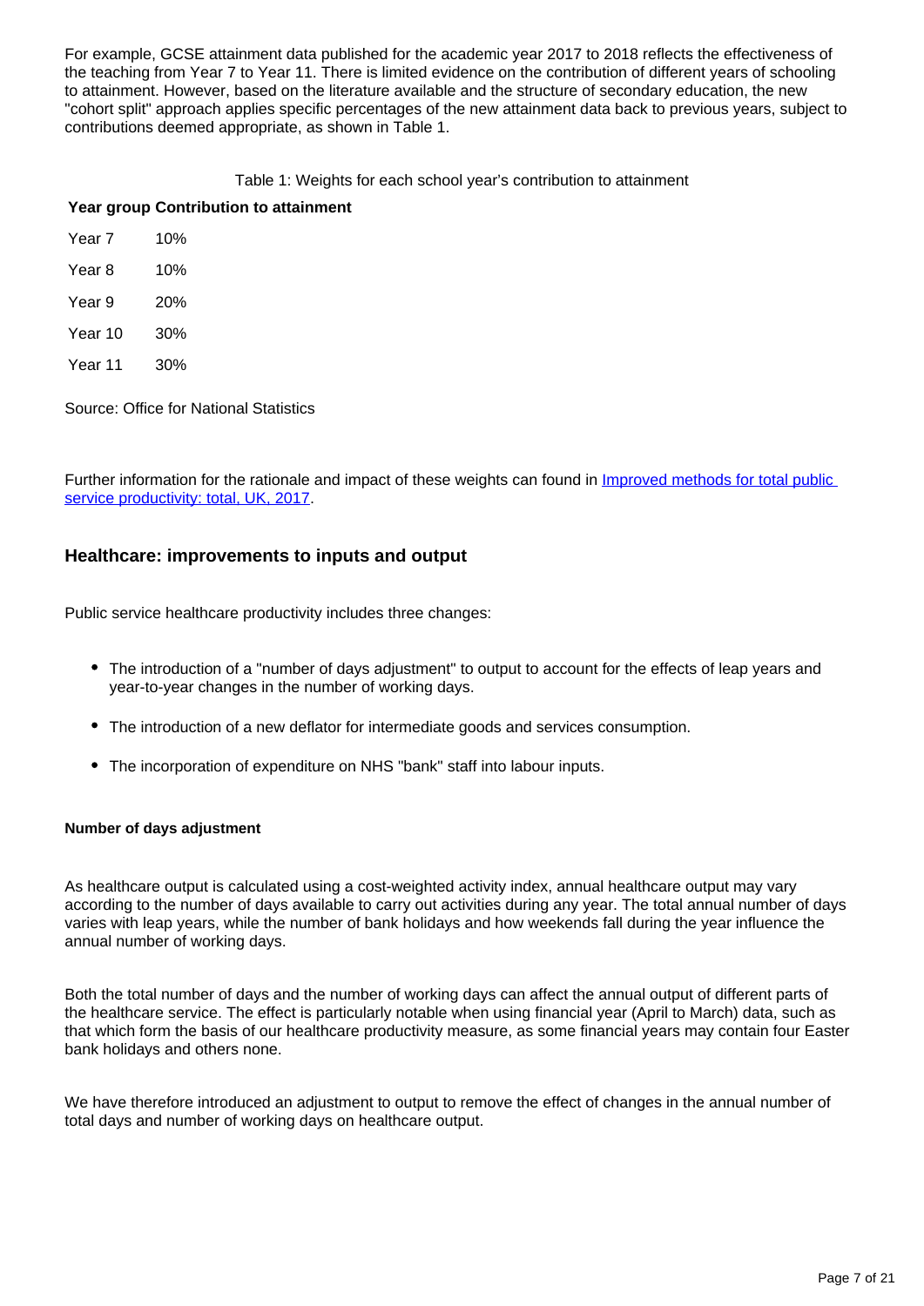For example, GCSE attainment data published for the academic year 2017 to 2018 reflects the effectiveness of the teaching from Year 7 to Year 11. There is limited evidence on the contribution of different years of schooling to attainment. However, based on the literature available and the structure of secondary education, the new "cohort split" approach applies specific percentages of the new attainment data back to previous years, subject to contributions deemed appropriate, as shown in Table 1.

Table 1: Weights for each school year's contribution to attainment

| Year group | Contribution to attainment |
|---|---|
| Year 7 | 10% |
| Year 8 | 10% |
| Year 9 | 20% |
| Year 10 | 30% |
| Year 11 | 30% |

Source: Office for National Statistics

Further information for the rationale and impact of these weights can found in [Improved methods for total public service productivity: total, UK, 2017](#).

## Healthcare: improvements to inputs and output

Public service healthcare productivity includes three changes:

- The introduction of a "number of days adjustment" to output to account for the effects of leap years and year-to-year changes in the number of working days.
- The introduction of a new deflator for intermediate goods and services consumption.
- The incorporation of expenditure on NHS "bank" staff into labour inputs.

#### Number of days adjustment

As healthcare output is calculated using a cost-weighted activity index, annual healthcare output may vary according to the number of days available to carry out activities during any year. The total annual number of days varies with leap years, while the number of bank holidays and how weekends fall during the year influence the annual number of working days.

Both the total number of days and the number of working days can affect the annual output of different parts of the healthcare service. The effect is particularly notable when using financial year (April to March) data, such as that which form the basis of our healthcare productivity measure, as some financial years may contain four Easter bank holidays and others none.

We have therefore introduced an adjustment to output to remove the effect of changes in the annual number of total days and number of working days on healthcare output.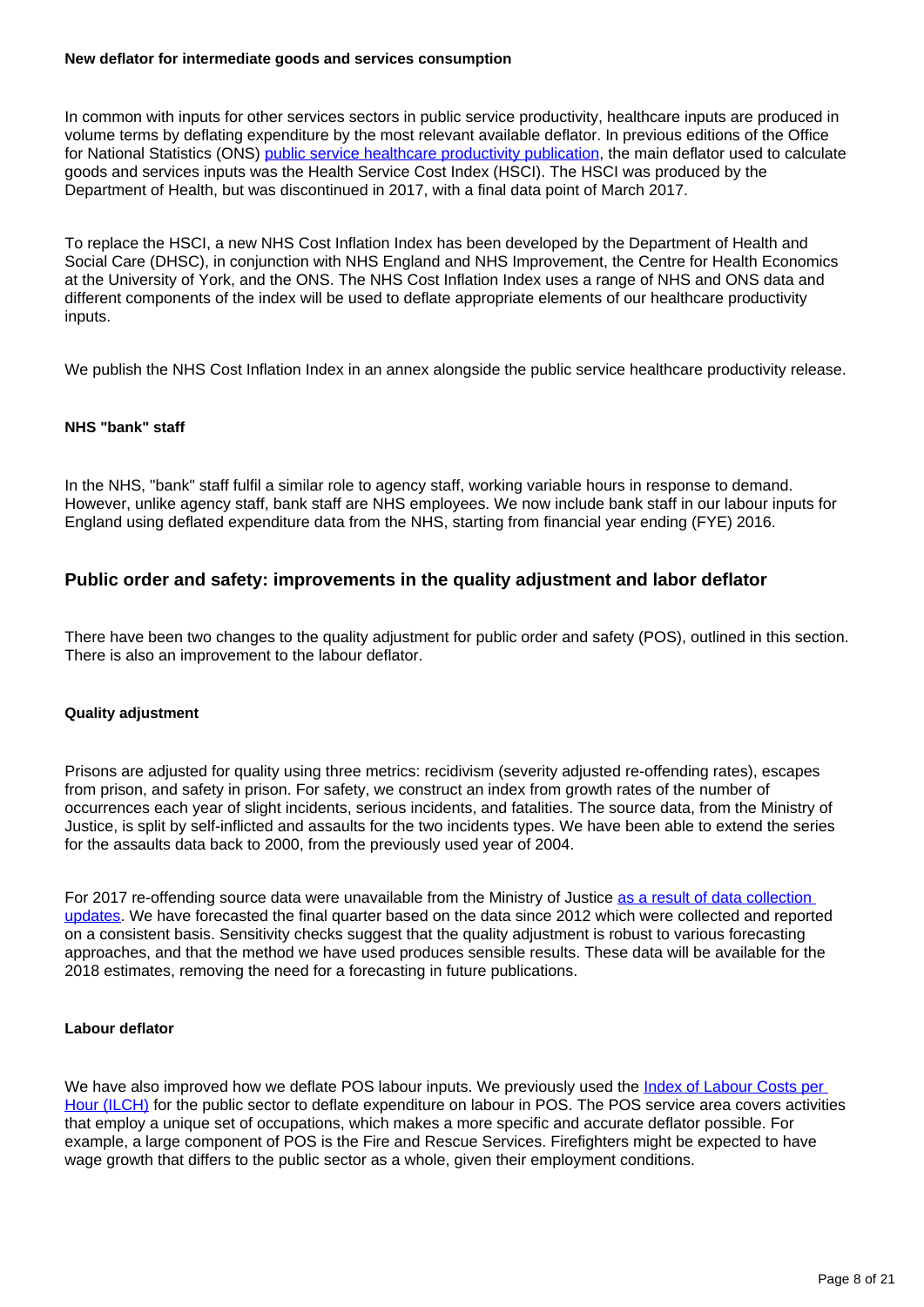#### New deflator for intermediate goods and services consumption

In common with inputs for other services sectors in public service productivity, healthcare inputs are produced in volume terms by deflating expenditure by the most relevant available deflator. In previous editions of the Office for National Statistics (ONS) [public service healthcare productivity publication](), the main deflator used to calculate goods and services inputs was the Health Service Cost Index (HSCI). The HSCI was produced by the Department of Health, but was discontinued in 2017, with a final data point of March 2017.

To replace the HSCI, a new NHS Cost Inflation Index has been developed by the Department of Health and Social Care (DHSC), in conjunction with NHS England and NHS Improvement, the Centre for Health Economics at the University of York, and the ONS. The NHS Cost Inflation Index uses a range of NHS and ONS data and different components of the index will be used to deflate appropriate elements of our healthcare productivity inputs.

We publish the NHS Cost Inflation Index in an annex alongside the public service healthcare productivity release.

#### NHS "bank" staff

In the NHS, "bank" staff fulfil a similar role to agency staff, working variable hours in response to demand. However, unlike agency staff, bank staff are NHS employees. We now include bank staff in our labour inputs for England using deflated expenditure data from the NHS, starting from financial year ending (FYE) 2016.

### Public order and safety: improvements in the quality adjustment and labor deflator

There have been two changes to the quality adjustment for public order and safety (POS), outlined in this section. There is also an improvement to the labour deflator.

#### Quality adjustment

Prisons are adjusted for quality using three metrics: recidivism (severity adjusted re-offending rates), escapes from prison, and safety in prison. For safety, we construct an index from growth rates of the number of occurrences each year of slight incidents, serious incidents, and fatalities. The source data, from the Ministry of Justice, is split by self-inflicted and assaults for the two incidents types. We have been able to extend the series for the assaults data back to 2000, from the previously used year of 2004.

For 2017 re-offending source data were unavailable from the Ministry of Justice [as a result of data collection updates](). We have forecasted the final quarter based on the data since 2012 which were collected and reported on a consistent basis. Sensitivity checks suggest that the quality adjustment is robust to various forecasting approaches, and that the method we have used produces sensible results. These data will be available for the 2018 estimates, removing the need for a forecasting in future publications.

#### Labour deflator

We have also improved how we deflate POS labour inputs. We previously used the [Index of Labour Costs per Hour (ILCH)]() for the public sector to deflate expenditure on labour in POS. The POS service area covers activities that employ a unique set of occupations, which makes a more specific and accurate deflator possible. For example, a large component of POS is the Fire and Rescue Services. Firefighters might be expected to have wage growth that differs to the public sector as a whole, given their employment conditions.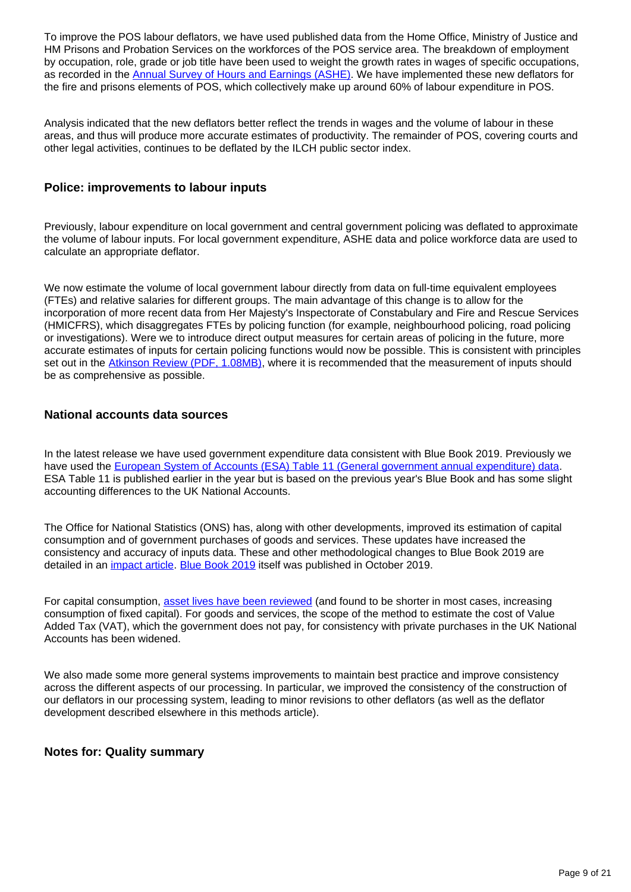To improve the POS labour deflators, we have used published data from the Home Office, Ministry of Justice and HM Prisons and Probation Services on the workforces of the POS service area. The breakdown of employment by occupation, role, grade or job title have been used to weight the growth rates in wages of specific occupations, as recorded in the [Annual Survey of Hours and Earnings (ASHE)](). We have implemented these new deflators for the fire and prisons elements of POS, which collectively make up around 60% of labour expenditure in POS.

Analysis indicated that the new deflators better reflect the trends in wages and the volume of labour in these areas, and thus will produce more accurate estimates of productivity. The remainder of POS, covering courts and other legal activities, continues to be deflated by the ILCH public sector index.

### Police: improvements to labour inputs

Previously, labour expenditure on local government and central government policing was deflated to approximate the volume of labour inputs. For local government expenditure, ASHE data and police workforce data are used to calculate an appropriate deflator.

We now estimate the volume of local government labour directly from data on full-time equivalent employees (FTEs) and relative salaries for different groups. The main advantage of this change is to allow for the incorporation of more recent data from Her Majesty's Inspectorate of Constabulary and Fire and Rescue Services (HMICFRS), which disaggregates FTEs by policing function (for example, neighbourhood policing, road policing or investigations). Were we to introduce direct output measures for certain areas of policing in the future, more accurate estimates of inputs for certain policing functions would now be possible. This is consistent with principles set out in the [Atkinson Review (PDF, 1.08MB)](), where it is recommended that the measurement of inputs should be as comprehensive as possible.

### National accounts data sources

In the latest release we have used government expenditure data consistent with Blue Book 2019. Previously we have used the [European System of Accounts (ESA) Table 11 (General government annual expenditure) data](). ESA Table 11 is published earlier in the year but is based on the previous year's Blue Book and has some slight accounting differences to the UK National Accounts.

The Office for National Statistics (ONS) has, along with other developments, improved its estimation of capital consumption and of government purchases of goods and services. These updates have increased the consistency and accuracy of inputs data. These and other methodological changes to Blue Book 2019 are detailed in an [impact article](). [Blue Book 2019]() itself was published in October 2019.

For capital consumption, [asset lives have been reviewed]() (and found to be shorter in most cases, increasing consumption of fixed capital). For goods and services, the scope of the method to estimate the cost of Value Added Tax (VAT), which the government does not pay, for consistency with private purchases in the UK National Accounts has been widened.

We also made some more general systems improvements to maintain best practice and improve consistency across the different aspects of our processing. In particular, we improved the consistency of the construction of our deflators in our processing system, leading to minor revisions to other deflators (as well as the deflator development described elsewhere in this methods article).

### Notes for: Quality summary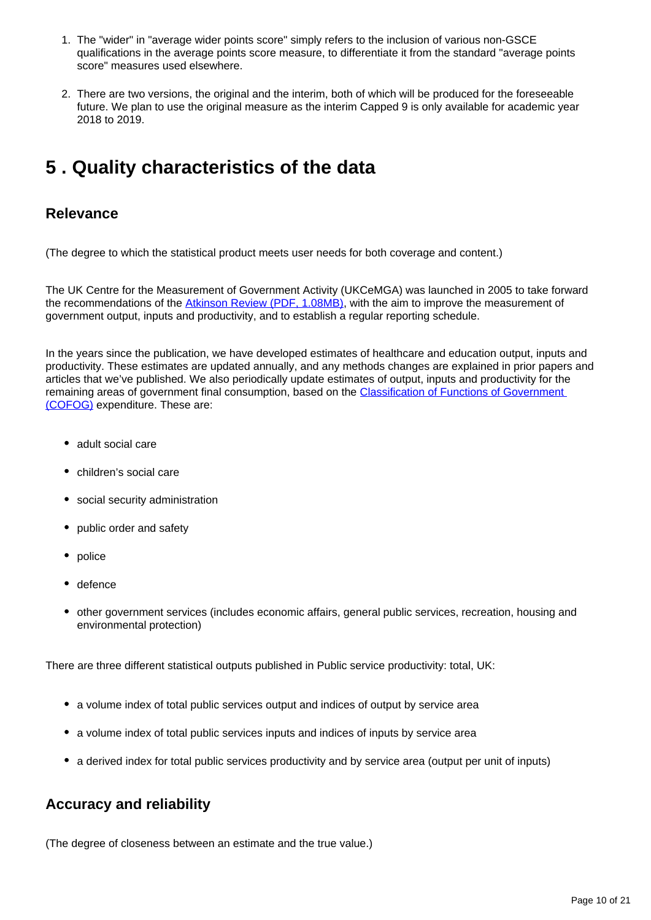1. The "wider" in "average wider points score" simply refers to the inclusion of various non-GSCE qualifications in the average points score measure, to differentiate it from the standard "average points score" measures used elsewhere.

2. There are two versions, the original and the interim, both of which will be produced for the foreseeable future. We plan to use the original measure as the interim Capped 9 is only available for academic year 2018 to 2019.

## 5 . Quality characteristics of the data

### Relevance

(The degree to which the statistical product meets user needs for both coverage and content.)

The UK Centre for the Measurement of Government Activity (UKCeMGA) was launched in 2005 to take forward the recommendations of the Atkinson Review (PDF, 1.08MB), with the aim to improve the measurement of government output, inputs and productivity, and to establish a regular reporting schedule.

In the years since the publication, we have developed estimates of healthcare and education output, inputs and productivity. These estimates are updated annually, and any methods changes are explained in prior papers and articles that we've published. We also periodically update estimates of output, inputs and productivity for the remaining areas of government final consumption, based on the Classification of Functions of Government (COFOG) expenditure. These are:

- adult social care
- children's social care
- social security administration
- public order and safety
- police
- defence
- other government services (includes economic affairs, general public services, recreation, housing and environmental protection)

There are three different statistical outputs published in Public service productivity: total, UK:

- a volume index of total public services output and indices of output by service area
- a volume index of total public services inputs and indices of inputs by service area
- a derived index for total public services productivity and by service area (output per unit of inputs)

### Accuracy and reliability

(The degree of closeness between an estimate and the true value.)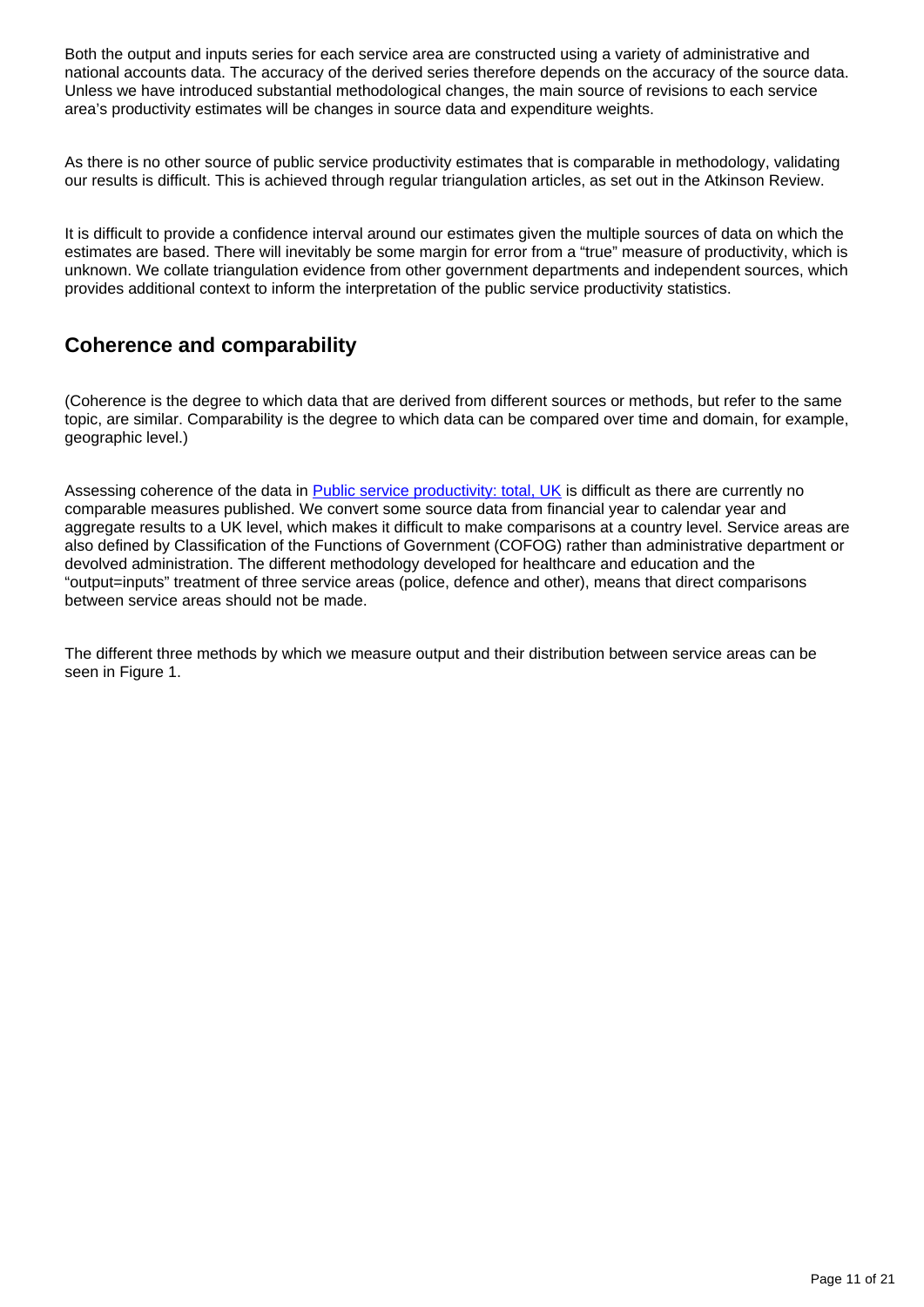Both the output and inputs series for each service area are constructed using a variety of administrative and national accounts data. The accuracy of the derived series therefore depends on the accuracy of the source data. Unless we have introduced substantial methodological changes, the main source of revisions to each service area's productivity estimates will be changes in source data and expenditure weights.

As there is no other source of public service productivity estimates that is comparable in methodology, validating our results is difficult. This is achieved through regular triangulation articles, as set out in the Atkinson Review.

It is difficult to provide a confidence interval around our estimates given the multiple sources of data on which the estimates are based. There will inevitably be some margin for error from a "true" measure of productivity, which is unknown. We collate triangulation evidence from other government departments and independent sources, which provides additional context to inform the interpretation of the public service productivity statistics.

## Coherence and comparability

(Coherence is the degree to which data that are derived from different sources or methods, but refer to the same topic, are similar. Comparability is the degree to which data can be compared over time and domain, for example, geographic level.)

Assessing coherence of the data in [Public service productivity: total, UK] is difficult as there are currently no comparable measures published. We convert some source data from financial year to calendar year and aggregate results to a UK level, which makes it difficult to make comparisons at a country level. Service areas are also defined by Classification of the Functions of Government (COFOG) rather than administrative department or devolved administration. The different methodology developed for healthcare and education and the "output=inputs" treatment of three service areas (police, defence and other), means that direct comparisons between service areas should not be made.

The different three methods by which we measure output and their distribution between service areas can be seen in Figure 1.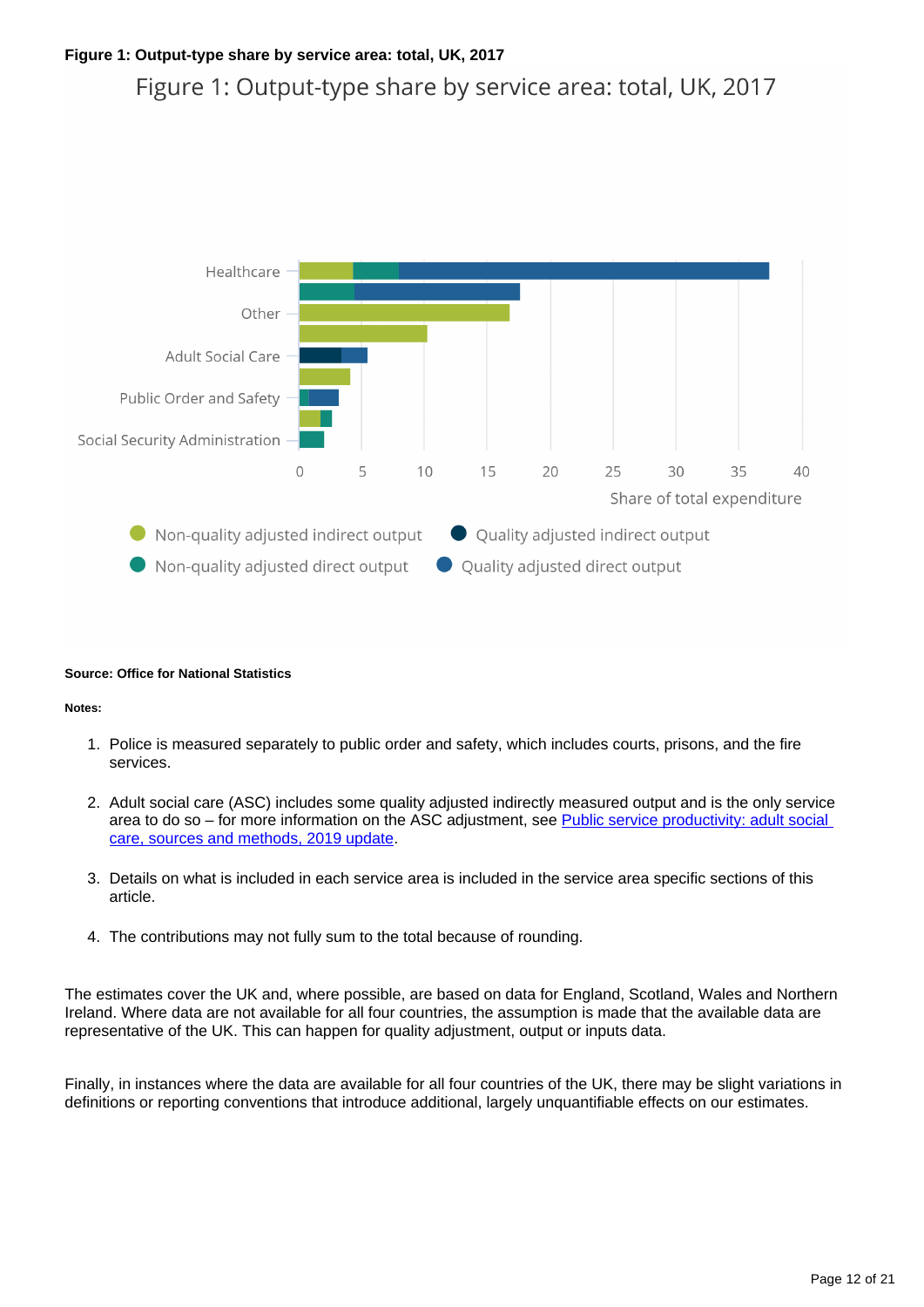**Figure 1: Output-type share by service area: total, UK, 2017**

**Source: Office for National Statistics**

**Notes:**

1. Police is measured separately to public order and safety, which includes courts, prisons, and the fire services.

2. Adult social care (ASC) includes some quality adjusted indirectly measured output and is the only service area to do so – for more information on the ASC adjustment, see [Public service productivity: adult social care, sources and methods, 2019 update](#).

3. Details on what is included in each service area is included in the service area specific sections of this article.

4. The contributions may not fully sum to the total because of rounding.

The estimates cover the UK and, where possible, are based on data for England, Scotland, Wales and Northern Ireland. Where data are not available for all four countries, the assumption is made that the available data are representative of the UK. This can happen for quality adjustment, output or inputs data.

Finally, in instances where the data are available for all four countries of the UK, there may be slight variations in definitions or reporting conventions that introduce additional, largely unquantifiable effects on our estimates.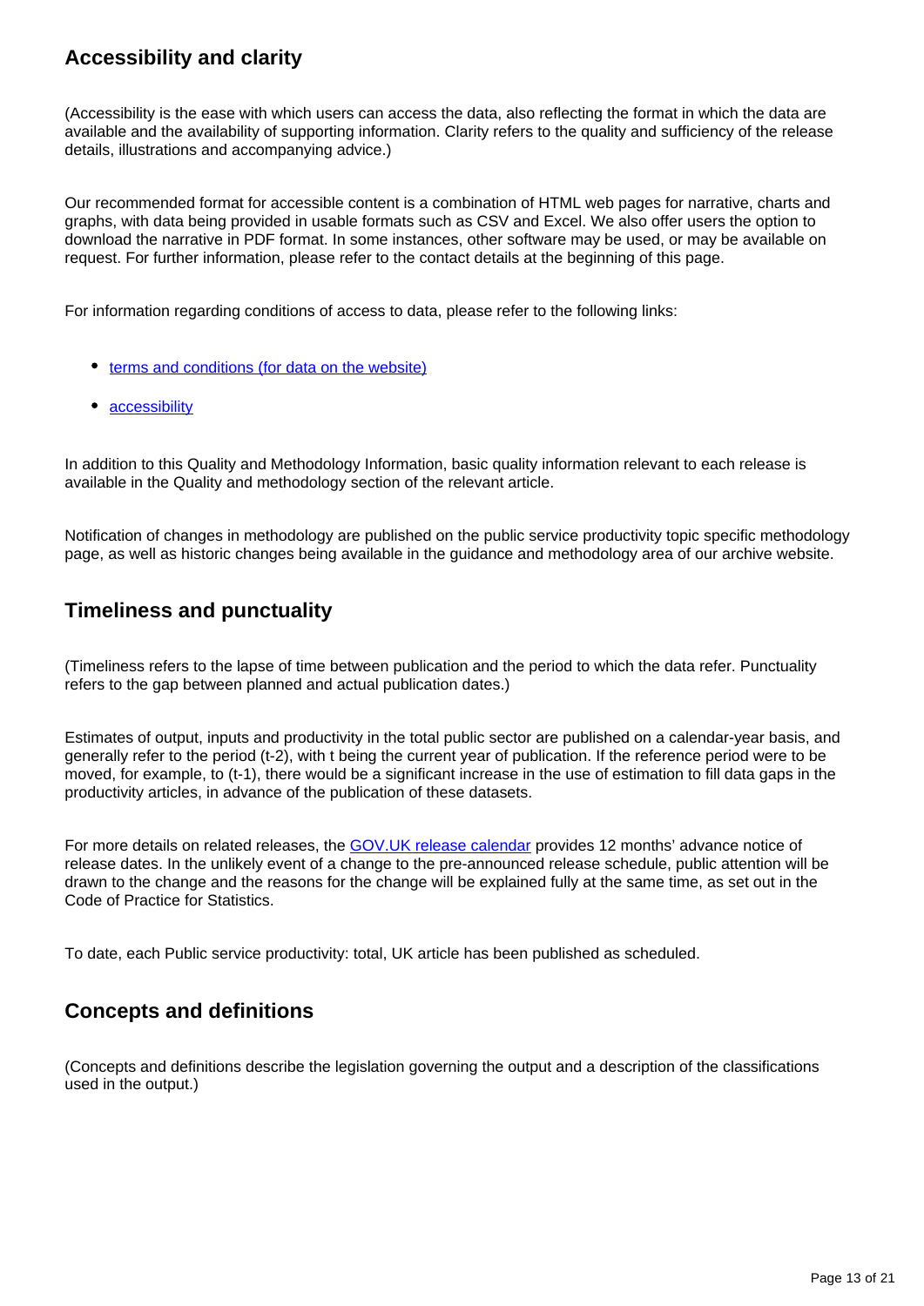## Accessibility and clarity

(Accessibility is the ease with which users can access the data, also reflecting the format in which the data are available and the availability of supporting information. Clarity refers to the quality and sufficiency of the release details, illustrations and accompanying advice.)

Our recommended format for accessible content is a combination of HTML web pages for narrative, charts and graphs, with data being provided in usable formats such as CSV and Excel. We also offer users the option to download the narrative in PDF format. In some instances, other software may be used, or may be available on request. For further information, please refer to the contact details at the beginning of this page.

For information regarding conditions of access to data, please refer to the following links:

- terms and conditions (for data on the website)
- accessibility

In addition to this Quality and Methodology Information, basic quality information relevant to each release is available in the Quality and methodology section of the relevant article.

Notification of changes in methodology are published on the public service productivity topic specific methodology page, as well as historic changes being available in the guidance and methodology area of our archive website.

## Timeliness and punctuality

(Timeliness refers to the lapse of time between publication and the period to which the data refer. Punctuality refers to the gap between planned and actual publication dates.)

Estimates of output, inputs and productivity in the total public sector are published on a calendar-year basis, and generally refer to the period (t-2), with t being the current year of publication. If the reference period were to be moved, for example, to (t-1), there would be a significant increase in the use of estimation to fill data gaps in the productivity articles, in advance of the publication of these datasets.

For more details on related releases, the GOV.UK release calendar provides 12 months' advance notice of release dates. In the unlikely event of a change to the pre-announced release schedule, public attention will be drawn to the change and the reasons for the change will be explained fully at the same time, as set out in the Code of Practice for Statistics.

To date, each Public service productivity: total, UK article has been published as scheduled.

## Concepts and definitions

(Concepts and definitions describe the legislation governing the output and a description of the classifications used in the output.)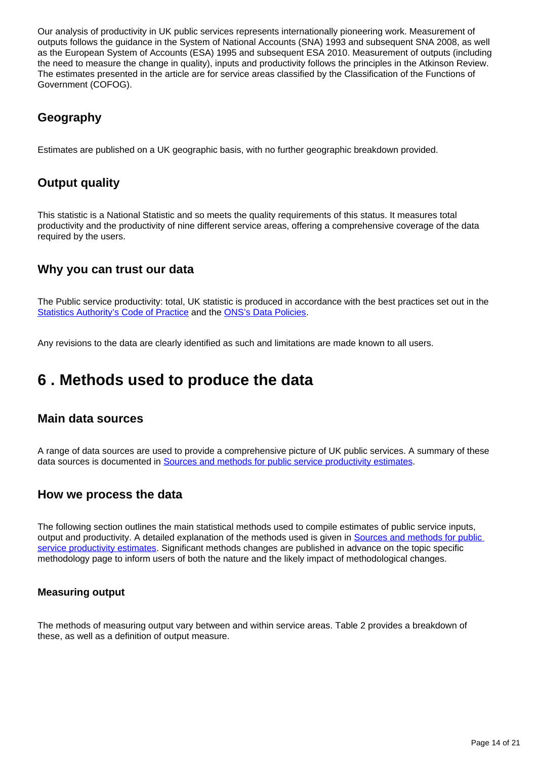Our analysis of productivity in UK public services represents internationally pioneering work. Measurement of outputs follows the guidance in the System of National Accounts (SNA) 1993 and subsequent SNA 2008, as well as the European System of Accounts (ESA) 1995 and subsequent ESA 2010. Measurement of outputs (including the need to measure the change in quality), inputs and productivity follows the principles in the Atkinson Review. The estimates presented in the article are for service areas classified by the Classification of the Functions of Government (COFOG).

## Geography

Estimates are published on a UK geographic basis, with no further geographic breakdown provided.

## Output quality

This statistic is a National Statistic and so meets the quality requirements of this status. It measures total productivity and the productivity of nine different service areas, offering a comprehensive coverage of the data required by the users.

## Why you can trust our data

The Public service productivity: total, UK statistic is produced in accordance with the best practices set out in the [Statistics Authority's Code of Practice] and the [ONS's Data Policies].

Any revisions to the data are clearly identified as such and limitations are made known to all users.

# 6 . Methods used to produce the data

## Main data sources

A range of data sources are used to provide a comprehensive picture of UK public services. A summary of these data sources is documented in [Sources and methods for public service productivity estimates].

## How we process the data

The following section outlines the main statistical methods used to compile estimates of public service inputs, output and productivity. A detailed explanation of the methods used is given in [Sources and methods for public service productivity estimates]. Significant methods changes are published in advance on the topic specific methodology page to inform users of both the nature and the likely impact of methodological changes.

### Measuring output

The methods of measuring output vary between and within service areas. Table 2 provides a breakdown of these, as well as a definition of output measure.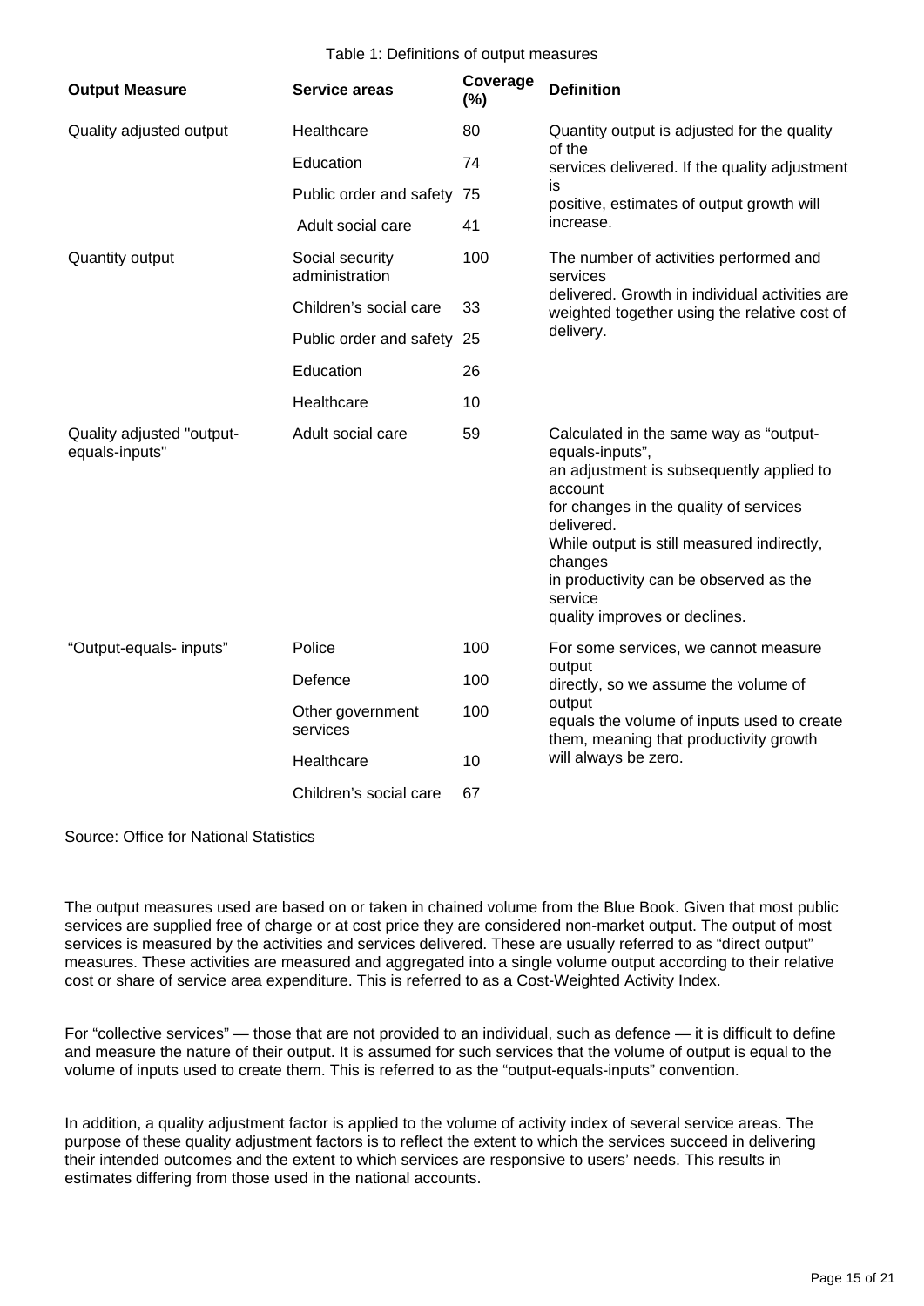Table 1: Definitions of output measures

| Output Measure | Service areas | Coverage (%) | Definition |
|---|---|---|---|
| Quality adjusted output | Healthcare | 80 | Quantity output is adjusted for the quality of the services delivered. If the quality adjustment is positive, estimates of output growth will increase. |
| | Education | 74 | |
| | Public order and safety | 75 | |
| | Adult social care | 41 | |
| Quantity output | Social security administration | 100 | The number of activities performed and services delivered. Growth in individual activities are weighted together using the relative cost of delivery. |
| | Children's social care | 33 | |
| | Public order and safety | 25 | |
| | Education | 26 | |
| | Healthcare | 10 | |
| Quality adjusted "output-equals-inputs" | Adult social care | 59 | Calculated in the same way as "output-equals-inputs", an adjustment is subsequently applied to account for changes in the quality of services delivered. While output is still measured indirectly, changes in productivity can be observed as the service quality improves or declines. |
| "Output-equals- inputs" | Police | 100 | For some services, we cannot measure output directly, so we assume the volume of output equals the volume of inputs used to create them, meaning that productivity growth will always be zero. |
| | Defence | 100 | |
| | Other government services | 100 | |
| | Healthcare | 10 | |
| | Children's social care | 67 | |

Source: Office for National Statistics

The output measures used are based on or taken in chained volume from the Blue Book. Given that most public services are supplied free of charge or at cost price they are considered non-market output. The output of most services is measured by the activities and services delivered. These are usually referred to as "direct output" measures. These activities are measured and aggregated into a single volume output according to their relative cost or share of service area expenditure. This is referred to as a Cost-Weighted Activity Index.

For "collective services" — those that are not provided to an individual, such as defence — it is difficult to define and measure the nature of their output. It is assumed for such services that the volume of output is equal to the volume of inputs used to create them. This is referred to as the "output-equals-inputs" convention.

In addition, a quality adjustment factor is applied to the volume of activity index of several service areas. The purpose of these quality adjustment factors is to reflect the extent to which the services succeed in delivering their intended outcomes and the extent to which services are responsive to users' needs. This results in estimates differing from those used in the national accounts.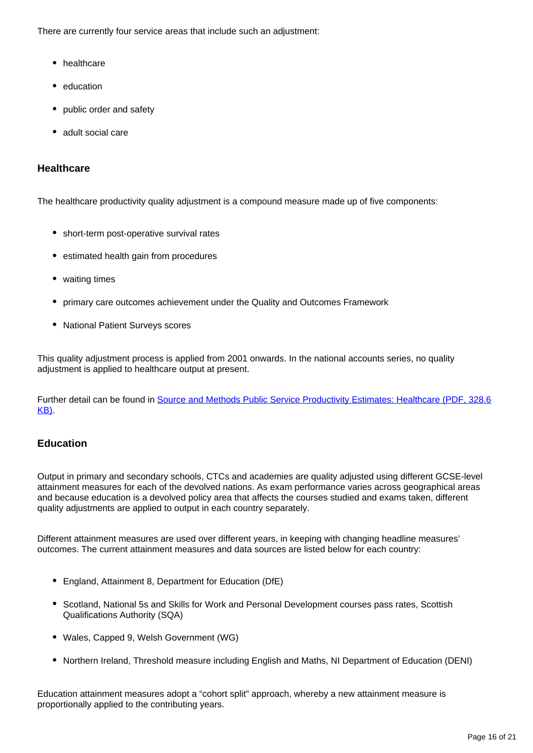There are currently four service areas that include such an adjustment:

- healthcare
- education
- public order and safety
- adult social care

### Healthcare

The healthcare productivity quality adjustment is a compound measure made up of five components:

- short-term post-operative survival rates
- estimated health gain from procedures
- waiting times
- primary care outcomes achievement under the Quality and Outcomes Framework
- National Patient Surveys scores

This quality adjustment process is applied from 2001 onwards. In the national accounts series, no quality adjustment is applied to healthcare output at present.

Further detail can be found in [Source and Methods Public Service Productivity Estimates: Healthcare (PDF, 328.6 KB)](#).

### Education

Output in primary and secondary schools, CTCs and academies are quality adjusted using different GCSE-level attainment measures for each of the devolved nations. As exam performance varies across geographical areas and because education is a devolved policy area that affects the courses studied and exams taken, different quality adjustments are applied to output in each country separately.

Different attainment measures are used over different years, in keeping with changing headline measures' outcomes. The current attainment measures and data sources are listed below for each country:

- England, Attainment 8, Department for Education (DfE)
- Scotland, National 5s and Skills for Work and Personal Development courses pass rates, Scottish Qualifications Authority (SQA)
- Wales, Capped 9, Welsh Government (WG)
- Northern Ireland, Threshold measure including English and Maths, NI Department of Education (DENI)

Education attainment measures adopt a "cohort split" approach, whereby a new attainment measure is proportionally applied to the contributing years.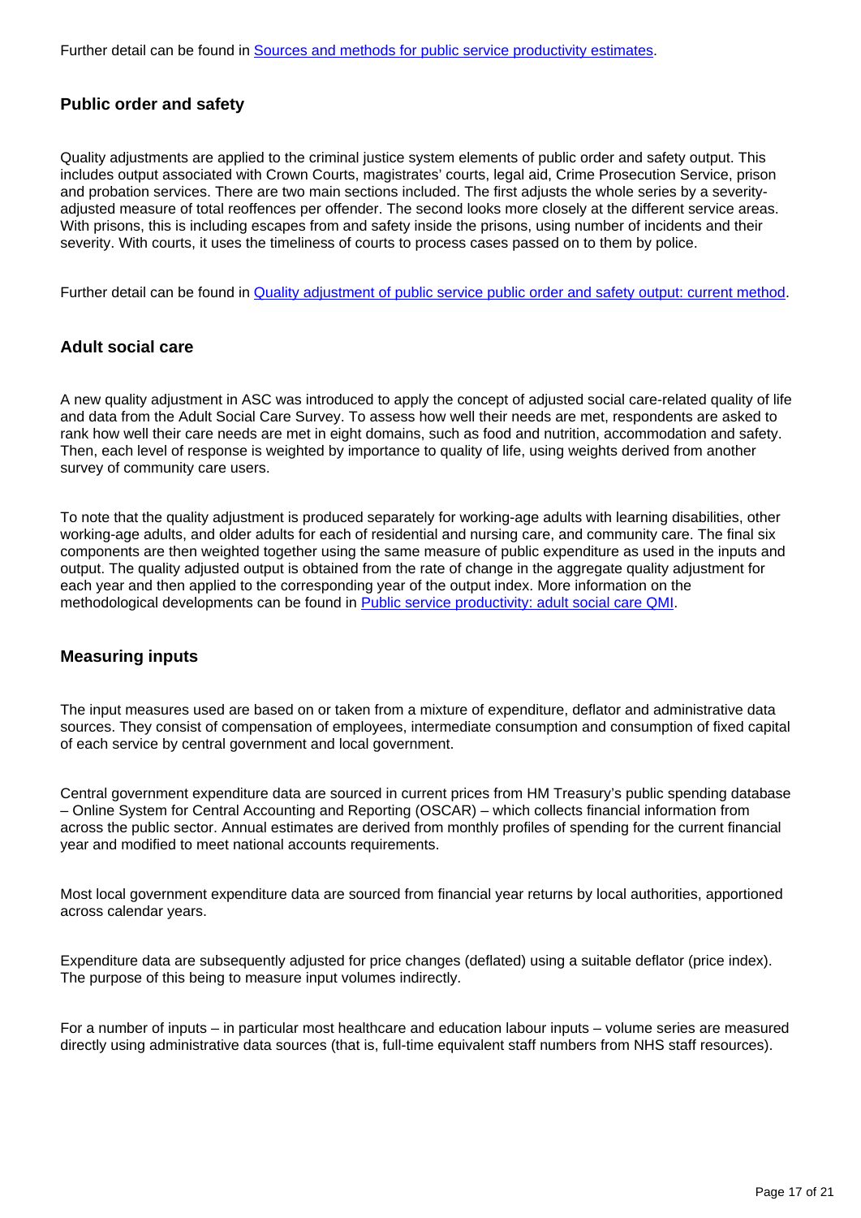Further detail can be found in [Sources and methods for public service productivity estimates](#).

### Public order and safety

Quality adjustments are applied to the criminal justice system elements of public order and safety output. This includes output associated with Crown Courts, magistrates' courts, legal aid, Crime Prosecution Service, prison and probation services. There are two main sections included. The first adjusts the whole series by a severity-adjusted measure of total reoffences per offender. The second looks more closely at the different service areas. With prisons, this is including escapes from and safety inside the prisons, using number of incidents and their severity. With courts, it uses the timeliness of courts to process cases passed on to them by police.

Further detail can be found in [Quality adjustment of public service public order and safety output: current method](#).

### Adult social care

A new quality adjustment in ASC was introduced to apply the concept of adjusted social care-related quality of life and data from the Adult Social Care Survey. To assess how well their needs are met, respondents are asked to rank how well their care needs are met in eight domains, such as food and nutrition, accommodation and safety. Then, each level of response is weighted by importance to quality of life, using weights derived from another survey of community care users.

To note that the quality adjustment is produced separately for working-age adults with learning disabilities, other working-age adults, and older adults for each of residential and nursing care, and community care. The final six components are then weighted together using the same measure of public expenditure as used in the inputs and output. The quality adjusted output is obtained from the rate of change in the aggregate quality adjustment for each year and then applied to the corresponding year of the output index. More information on the methodological developments can be found in [Public service productivity: adult social care QMI](#).

### Measuring inputs

The input measures used are based on or taken from a mixture of expenditure, deflator and administrative data sources. They consist of compensation of employees, intermediate consumption and consumption of fixed capital of each service by central government and local government.

Central government expenditure data are sourced in current prices from HM Treasury's public spending database – Online System for Central Accounting and Reporting (OSCAR) – which collects financial information from across the public sector. Annual estimates are derived from monthly profiles of spending for the current financial year and modified to meet national accounts requirements.

Most local government expenditure data are sourced from financial year returns by local authorities, apportioned across calendar years.

Expenditure data are subsequently adjusted for price changes (deflated) using a suitable deflator (price index). The purpose of this being to measure input volumes indirectly.

For a number of inputs – in particular most healthcare and education labour inputs – volume series are measured directly using administrative data sources (that is, full-time equivalent staff numbers from NHS staff resources).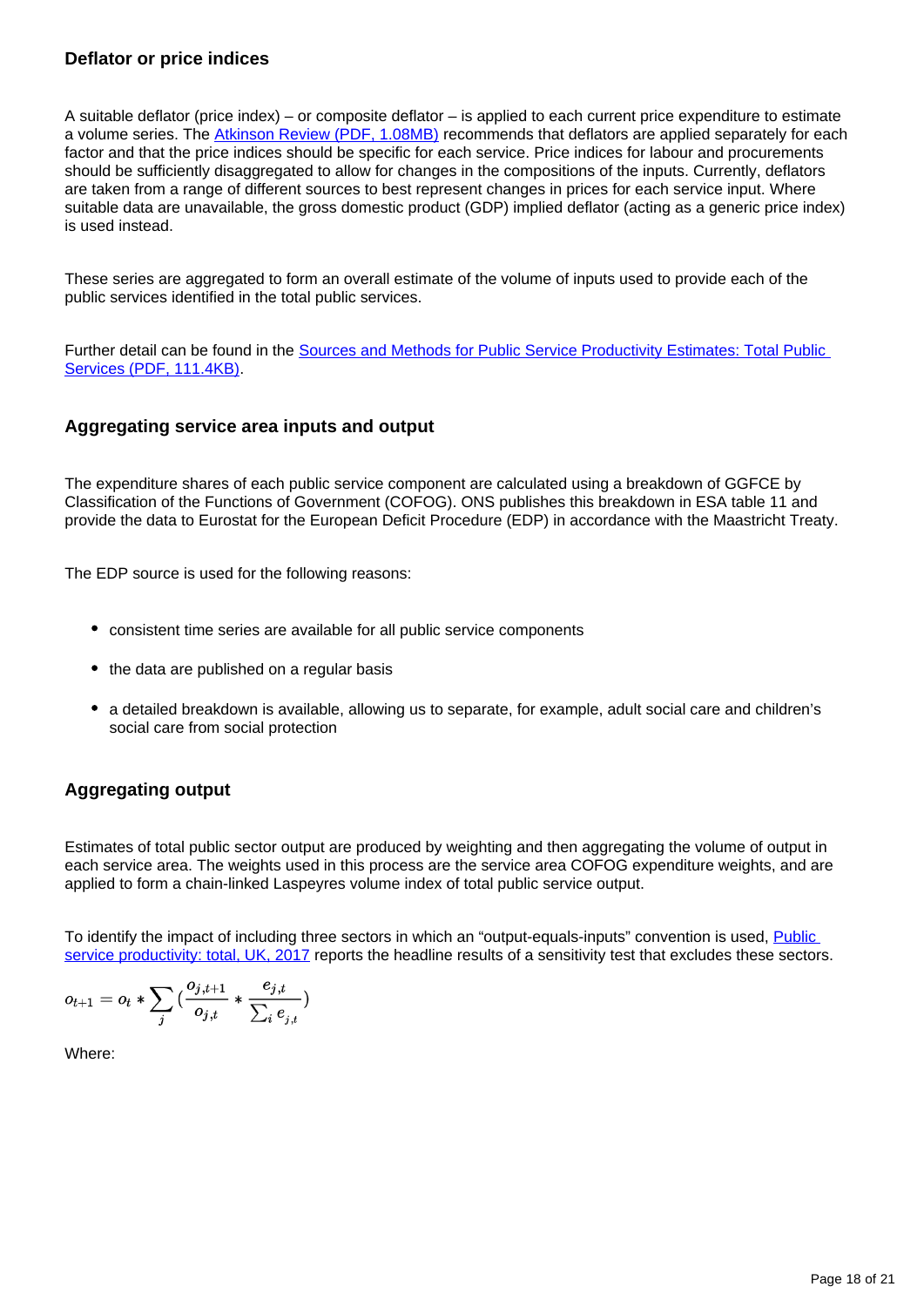### Deflator or price indices

A suitable deflator (price index) – or composite deflator – is applied to each current price expenditure to estimate a volume series. The [Atkinson Review (PDF, 1.08MB)]() recommends that deflators are applied separately for each factor and that the price indices should be specific for each service. Price indices for labour and procurements should be sufficiently disaggregated to allow for changes in the compositions of the inputs. Currently, deflators are taken from a range of different sources to best represent changes in prices for each service input. Where suitable data are unavailable, the gross domestic product (GDP) implied deflator (acting as a generic price index) is used instead.

These series are aggregated to form an overall estimate of the volume of inputs used to provide each of the public services identified in the total public services.

Further detail can be found in the [Sources and Methods for Public Service Productivity Estimates: Total Public Services (PDF, 111.4KB)]().

### Aggregating service area inputs and output

The expenditure shares of each public service component are calculated using a breakdown of GGFCE by Classification of the Functions of Government (COFOG). ONS publishes this breakdown in ESA table 11 and provide the data to Eurostat for the European Deficit Procedure (EDP) in accordance with the Maastricht Treaty.

The EDP source is used for the following reasons:

- consistent time series are available for all public service components
- the data are published on a regular basis
- a detailed breakdown is available, allowing us to separate, for example, adult social care and children's social care from social protection

### Aggregating output

Estimates of total public sector output are produced by weighting and then aggregating the volume of output in each service area. The weights used in this process are the service area COFOG expenditure weights, and are applied to form a chain-linked Laspeyres volume index of total public service output.

To identify the impact of including three sectors in which an "output-equals-inputs" convention is used, [Public service productivity: total, UK, 2017]() reports the headline results of a sensitivity test that excludes these sectors.

$$o_{t+1} = o_t * \sum_j \left( \frac{o_{j,t+1}}{o_{j,t}} * \frac{e_{j,t}}{\sum_i e_{j,t}} \right)$$

Where: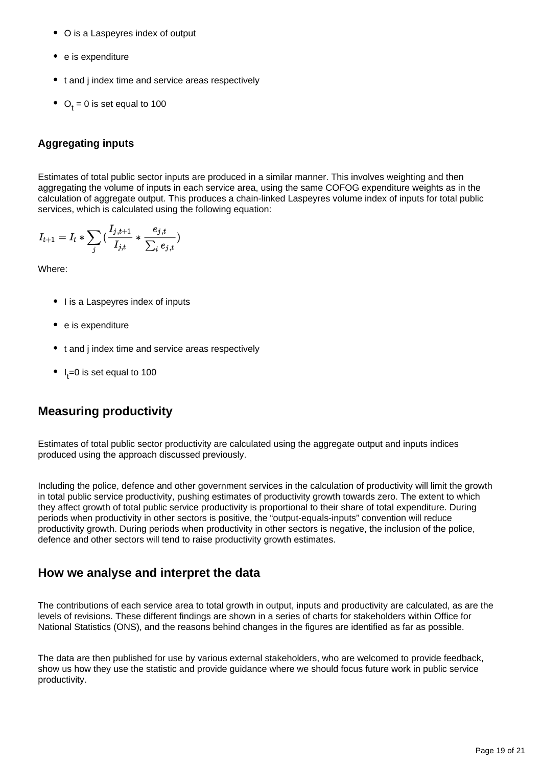- O is a Laspeyres index of output
- e is expenditure
- t and j index time and service areas respectively
- $O_t = 0$ is set equal to 100

### Aggregating inputs

Estimates of total public sector inputs are produced in a similar manner. This involves weighting and then aggregating the volume of inputs in each service area, using the same COFOG expenditure weights as in the calculation of aggregate output. This produces a chain-linked Laspeyres volume index of inputs for total public services, which is calculated using the following equation:

$$I_{t+1} = I_t * \sum_j \left( \frac{I_{j,t+1}}{I_{j,t}} * \frac{e_{j,t}}{\sum_i e_{j,t}} \right)$$

Where:

- I is a Laspeyres index of inputs
- e is expenditure
- t and j index time and service areas respectively
- $I_t=0$ is set equal to 100

## Measuring productivity

Estimates of total public sector productivity are calculated using the aggregate output and inputs indices produced using the approach discussed previously.

Including the police, defence and other government services in the calculation of productivity will limit the growth in total public service productivity, pushing estimates of productivity growth towards zero. The extent to which they affect growth of total public service productivity is proportional to their share of total expenditure. During periods when productivity in other sectors is positive, the "output-equals-inputs" convention will reduce productivity growth. During periods when productivity in other sectors is negative, the inclusion of the police, defence and other sectors will tend to raise productivity growth estimates.

## How we analyse and interpret the data

The contributions of each service area to total growth in output, inputs and productivity are calculated, as are the levels of revisions. These different findings are shown in a series of charts for stakeholders within Office for National Statistics (ONS), and the reasons behind changes in the figures are identified as far as possible.

The data are then published for use by various external stakeholders, who are welcomed to provide feedback, show us how they use the statistic and provide guidance where we should focus future work in public service productivity.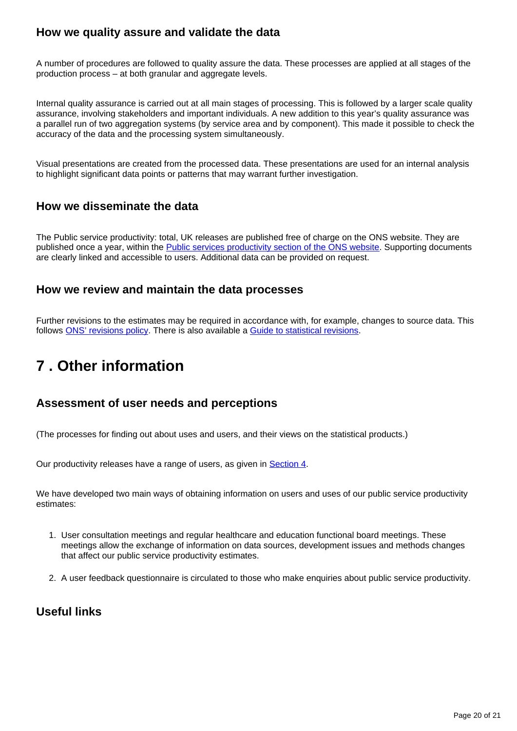### How we quality assure and validate the data

A number of procedures are followed to quality assure the data. These processes are applied at all stages of the production process – at both granular and aggregate levels.

Internal quality assurance is carried out at all main stages of processing. This is followed by a larger scale quality assurance, involving stakeholders and important individuals. A new addition to this year's quality assurance was a parallel run of two aggregation systems (by service area and by component). This made it possible to check the accuracy of the data and the processing system simultaneously.

Visual presentations are created from the processed data. These presentations are used for an internal analysis to highlight significant data points or patterns that may warrant further investigation.

### How we disseminate the data

The Public service productivity: total, UK releases are published free of charge on the ONS website. They are published once a year, within the Public services productivity section of the ONS website. Supporting documents are clearly linked and accessible to users. Additional data can be provided on request.

### How we review and maintain the data processes

Further revisions to the estimates may be required in accordance with, for example, changes to source data. This follows ONS' revisions policy. There is also available a Guide to statistical revisions.

## 7 . Other information

### Assessment of user needs and perceptions

(The processes for finding out about uses and users, and their views on the statistical products.)

Our productivity releases have a range of users, as given in Section 4.

We have developed two main ways of obtaining information on users and uses of our public service productivity estimates:

1. User consultation meetings and regular healthcare and education functional board meetings. These meetings allow the exchange of information on data sources, development issues and methods changes that affect our public service productivity estimates.

2. A user feedback questionnaire is circulated to those who make enquiries about public service productivity.

### Useful links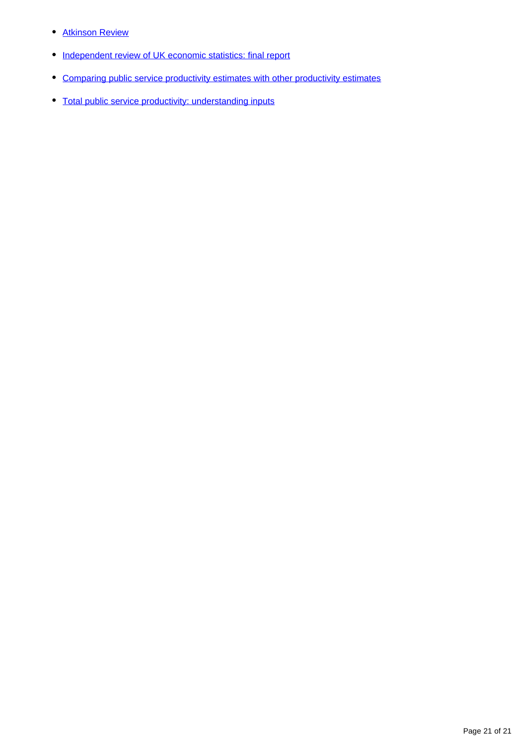- Atkinson Review
- Independent review of UK economic statistics: final report
- Comparing public service productivity estimates with other productivity estimates
- Total public service productivity: understanding inputs